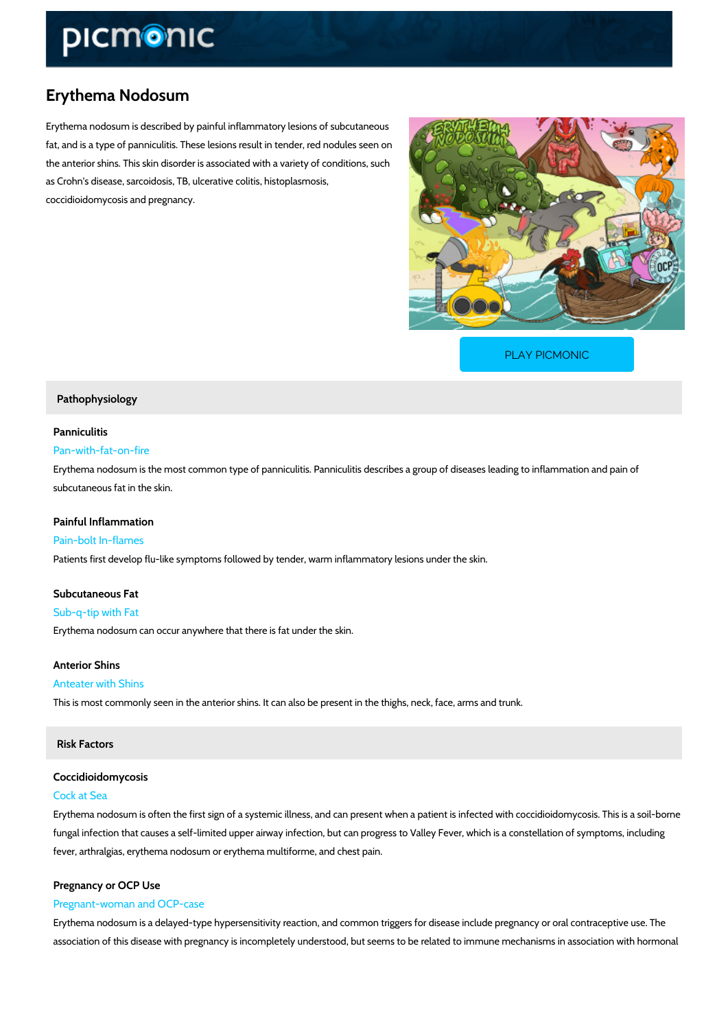# Erythema Nodosum

Erythema nodosum is described by painful inflammatory lesions of subcutaneous fat, and is a type of panniculitis. These lesions result in tender, red nodules seen on the anterior shins. This skin disorder is associated with a variety of conditions, such as Crohn's disease, sarcoidosis, TB, ulcerative colitis, histoplasmosis, coccidioidomycosis and pregnancy.

PLAY PICMONIC

## Pathophysiology

### Panniculitis

Pan-with-fat-on-fire

Erythema nodosum is the most common type of panniculitis. Panniculitis describes a group of diseases leading to inflammation and pain of subcutaneous fat in the skin.

### Painful Inflammation

Pain-bolt In-flames

Patients first develop flu-like symptoms followed by tender, warm inflammatory lesions under the skin.

### Subcutaneous Fat

Sub-q-tip with Fat

Erythema nodosum can occur anywhere that there is fat under the skin.

### Anterior Shins

Anteater with Shins

This is most commonly seen in the anterior shins. It can also be present in the thighs, neck, face, arms and trunk.

## Risk Factors

### Coccidioidomycosis

Cock at Sea

Erythema nodosum is often the first sign of a systemic illness, and can present when a patient is infected with coccidioidomycosis. This is a soil-borne fungal infection that causes a self-limited upper airway infection, but can progress to Valley Fever, which is a constellation of symptoms, including fever, arthralgias, erythema nodosum or erythema multiforme, and chest pain.

### Pregnancy or OCP Use

Pregnant-woman and OCP-case

Erythema nodosum is a delayed-type hypersensitivity reaction, and common triggers for disease include pregnancy or oral contraceptive use. The association of this disease with pregnancy is incompletely understood, but seems to be related to immune mechanisms in association with hormonal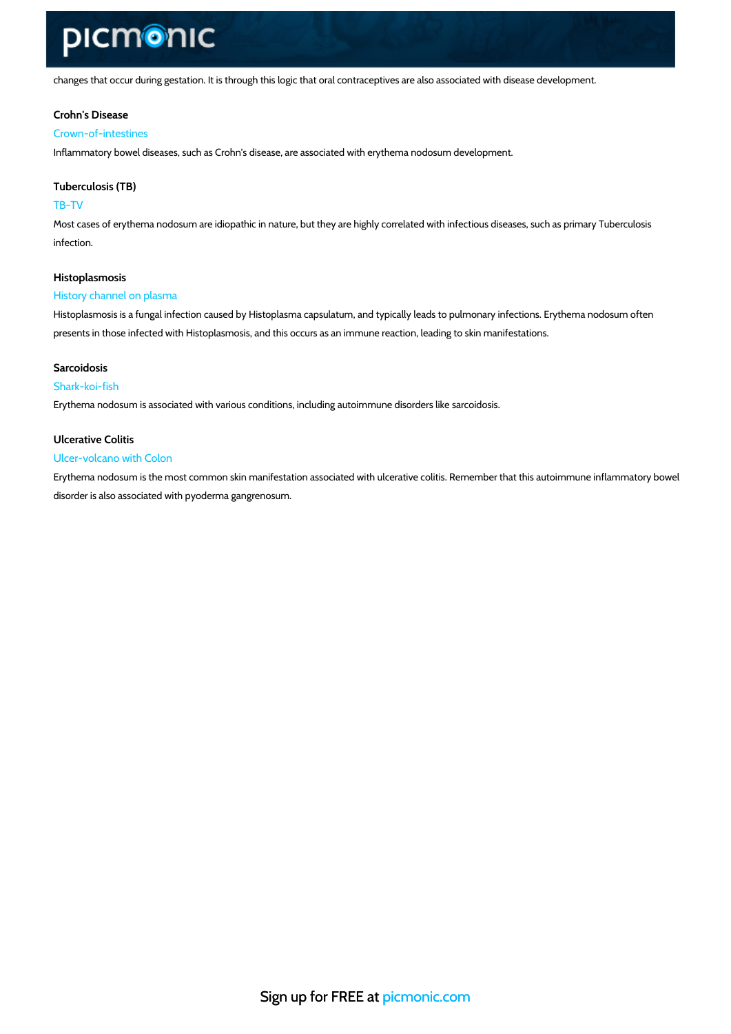changes that occur during gestation. It is through this logic that oral contraceptives are also associated with disease development.

### Crohn's Disease

Crown-of-intestines

Inflammatory bowel diseases, such as Crohn's disease, are associated with erythema nodosum development.

### Tuberculosis (TB)

TB-TV

Most cases of erythema nodosum are idiopathic in nature, but they are highly correlated with infectious diseases, such as primary Tuberculosis infection.

### Histoplasmosis

History channel on plasma

Histoplasmosis is a fungal infection caused by Histoplasma capsulatum, and typically leads to pulmonary infections. Erythema nodosum often presents in those infected with Histoplasmosis, and this occurs as an immune reaction, leading to skin manifestations.

### Sarcoidosis

Shark-koi-fish

Erythema nodosum is associated with various conditions, including autoimmune disorders like sarcoidosis.

### Ulcerative Colitis

Ulcer-volcano with Colon

Erythema nodosum is the most common skin manifestation associated with ulcerative colitis. Remember that this autoimmune inflammatory bowel disorder is also associated with pyoderma gangrenosum.